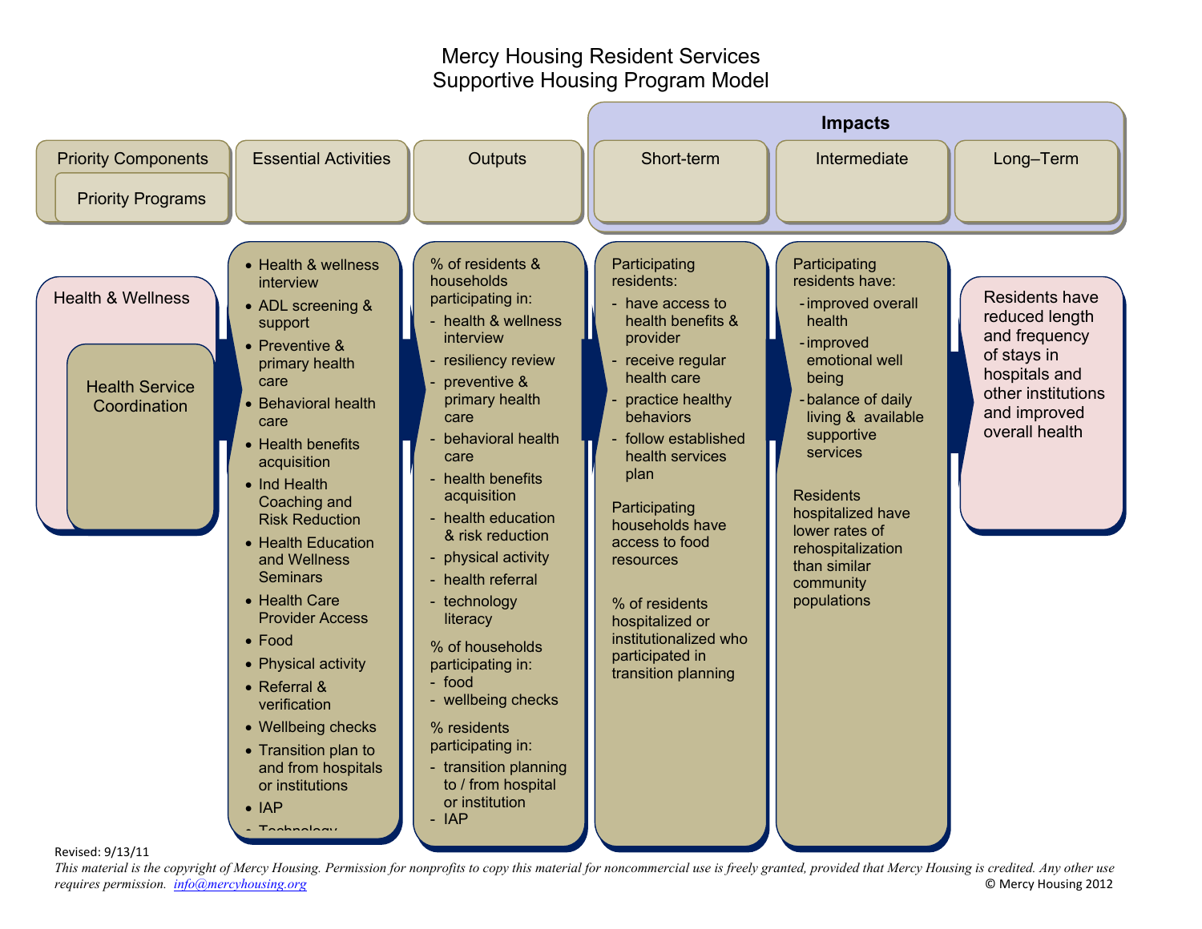# Mercy Housing Resident Services
## Supportive Housing Program Model

| Priority Components / Priority Programs | Essential Activities | Outputs | Impacts: Short-term | Impacts: Intermediate | Impacts: Long–Term |
|---|---|---|---|---|---|
| **Health & Wellness**<br><br>Health Service Coordination | • Health & wellness interview<br>• ADL screening & support<br>• Preventive & primary health care<br>• Behavioral health care<br>• Health benefits acquisition<br>• Ind Health Coaching and Risk Reduction<br>• Health Education and Wellness Seminars<br>• Health Care Provider Access<br>• Food<br>• Physical activity<br>• Referral & verification<br>• Wellbeing checks<br>• Transition plan to and from hospitals or institutions<br>• IAP<br>• Technology | % of residents & households participating in:<br>- health & wellness interview<br>- resiliency review<br>- preventive & primary health care<br>- behavioral health care<br>- health benefits acquisition<br>- health education & risk reduction<br>- physical activity<br>- health referral<br>- technology literacy<br><br>% of households participating in:<br>- food<br>- wellbeing checks<br><br>% residents participating in:<br>- transition planning to / from hospital or institution<br>- IAP | Participating residents:<br>- have access to health benefits & provider<br>- receive regular health care<br>- practice healthy behaviors<br>- follow established health services plan<br><br>Participating households have access to food resources<br><br>% of residents hospitalized or institutionalized who participated in transition planning | Participating residents have:<br>- improved overall health<br>- improved emotional well being<br>- balance of daily living & available supportive services<br><br>Residents hospitalized have lower rates of rehospitalization than similar community populations | Residents have reduced length and frequency of stays in hospitals and other institutions and improved overall health |

Revised: 9/13/11

*This material is the copyright of Mercy Housing. Permission for nonprofits to copy this material for noncommercial use is freely granted, provided that Mercy Housing is credited. Any other use requires permission. info@mercyhousing.org*

© Mercy Housing 2012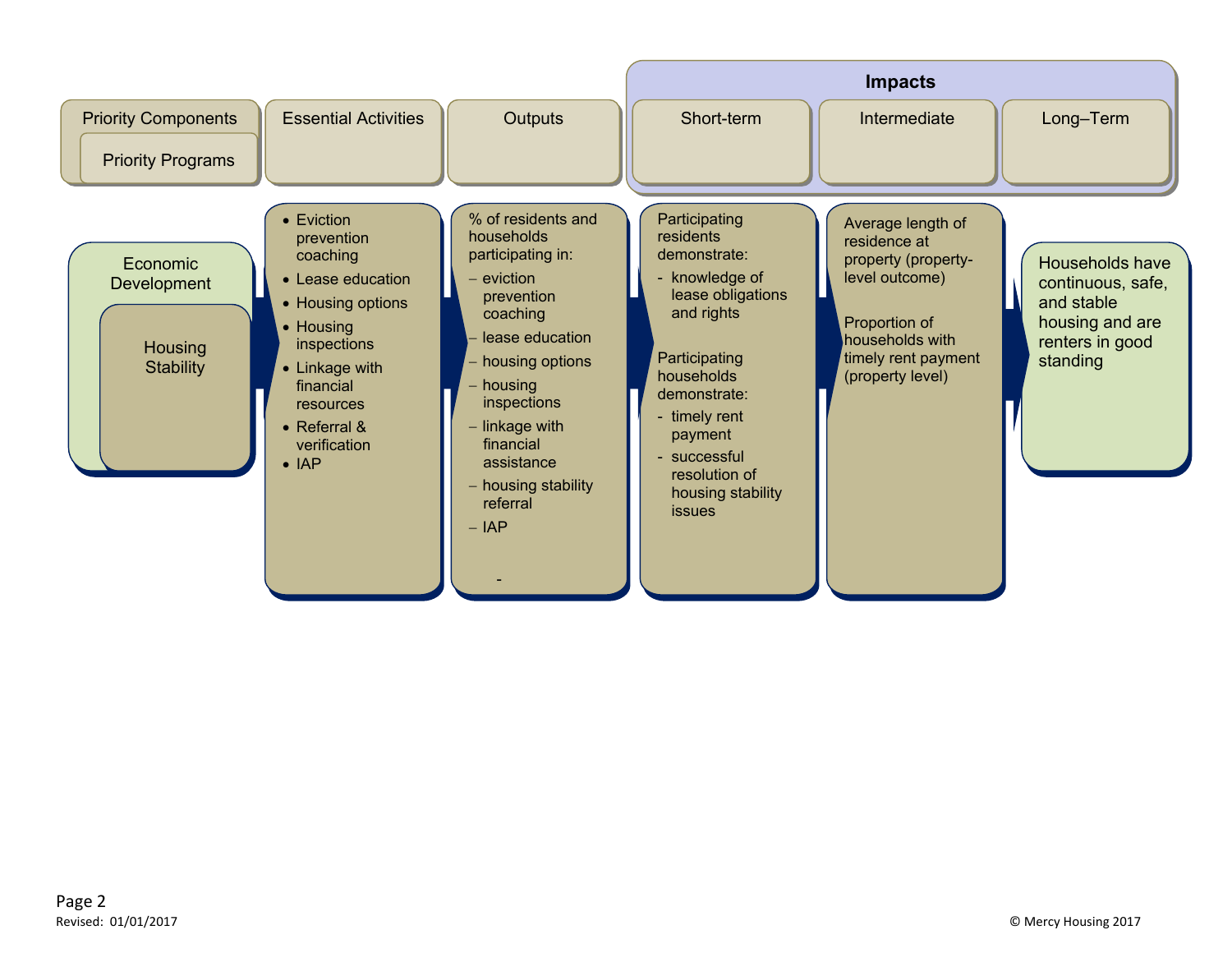| Priority Components / Priority Programs | Essential Activities | Outputs | Impacts: Short-term | Impacts: Intermediate | Impacts: Long–Term |
|---|---|---|---|---|---|
| Economic Development / Housing Stability | • Eviction prevention coaching<br>• Lease education<br>• Housing options<br>• Housing inspections<br>• Linkage with financial resources<br>• Referral & verification<br>• IAP | % of residents and households participating in:<br>– eviction prevention coaching<br>– lease education<br>– housing options<br>– housing inspections<br>– linkage with financial assistance<br>– housing stability referral<br>– IAP<br>- | Participating residents demonstrate:<br>- knowledge of lease obligations and rights<br><br>Participating households demonstrate:<br>- timely rent payment<br>- successful resolution of housing stability issues | Average length of residence at property (property-level outcome)<br><br>Proportion of households with timely rent payment (property level) | Households have continuous, safe, and stable housing and are renters in good standing |

Revised: 01/01/2017

© Mercy Housing 2017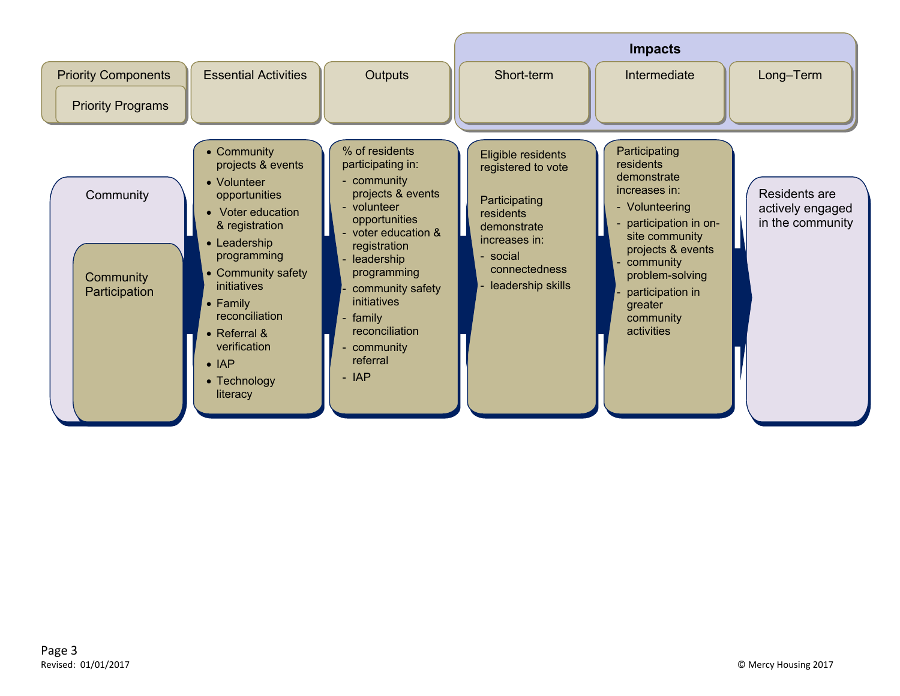| Priority Components / Priority Programs | Essential Activities | Outputs | Impacts: Short-term | Impacts: Intermediate | Impacts: Long–Term |
|---|---|---|---|---|---|
| Community<br><br>Community Participation | • Community projects & events<br>• Volunteer opportunities<br>• Voter education & registration<br>• Leadership programming<br>• Community safety initiatives<br>• Family reconciliation<br>• Referral & verification<br>• IAP<br>• Technology literacy | % of residents participating in:<br>- community projects & events<br>- volunteer opportunities<br>- voter education & registration<br>- leadership programming<br>- community safety initiatives<br>- family reconciliation<br>- community referral<br>- IAP | Eligible residents registered to vote<br><br>Participating residents demonstrate increases in:<br>- social connectedness<br>- leadership skills | Participating residents demonstrate increases in:<br>- Volunteering<br>- participation in on-site community projects & events<br>- community problem-solving<br>- participation in greater community activities | Residents are actively engaged in the community |

Revised: 01/01/2017

© Mercy Housing 2017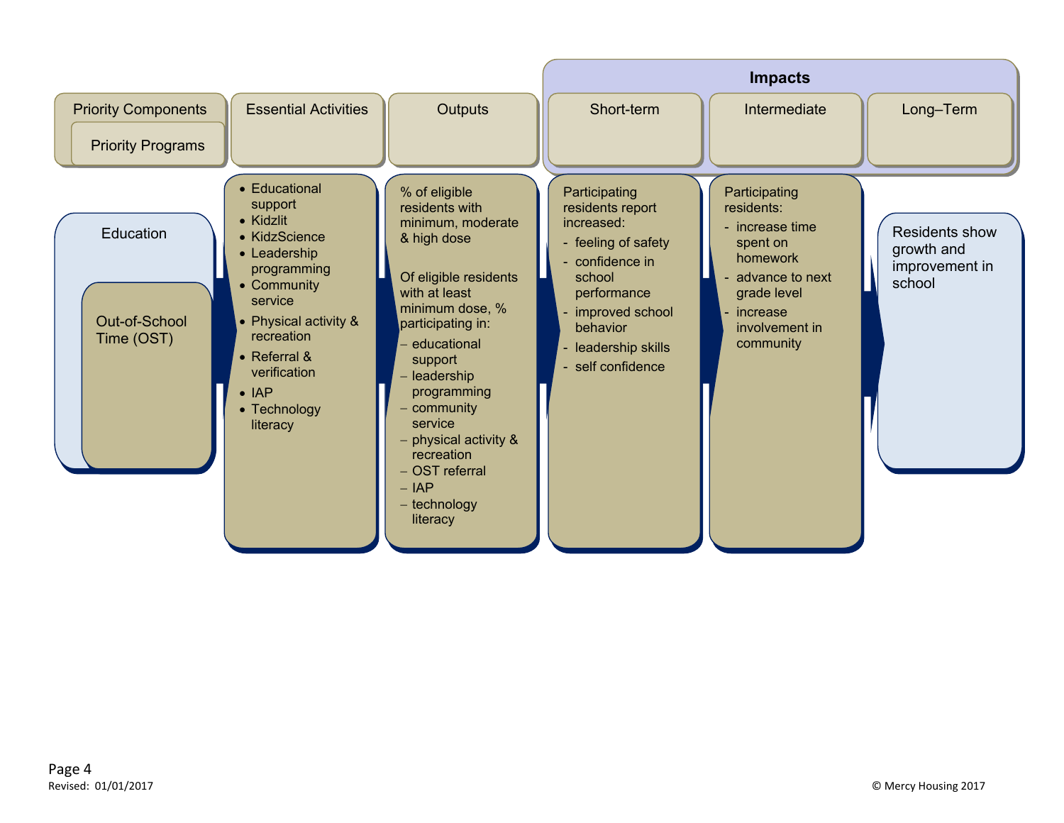| Priority Components / Priority Programs | Essential Activities | Outputs | Impacts: Short-term | Impacts: Intermediate | Impacts: Long–Term |
| --- | --- | --- | --- | --- | --- |
| Education<br><br>Out-of-School Time (OST) | • Educational support<br>• Kidzlit<br>• KidzScience<br>• Leadership programming<br>• Community service<br>• Physical activity & recreation<br>• Referral & verification<br>• IAP<br>• Technology literacy | % of eligible residents with minimum, moderate & high dose<br><br>Of eligible residents with at least minimum dose, % participating in:<br>– educational support<br>– leadership programming<br>– community service<br>– physical activity & recreation<br>– OST referral<br>– IAP<br>– technology literacy | Participating residents report increased:<br>- feeling of safety<br>- confidence in school performance<br>- improved school behavior<br>- leadership skills<br>- self confidence | Participating residents:<br>- increase time spent on homework<br>- advance to next grade level<br>- increase involvement in community | Residents show growth and improvement in school |

Revised: 01/01/2017

© Mercy Housing 2017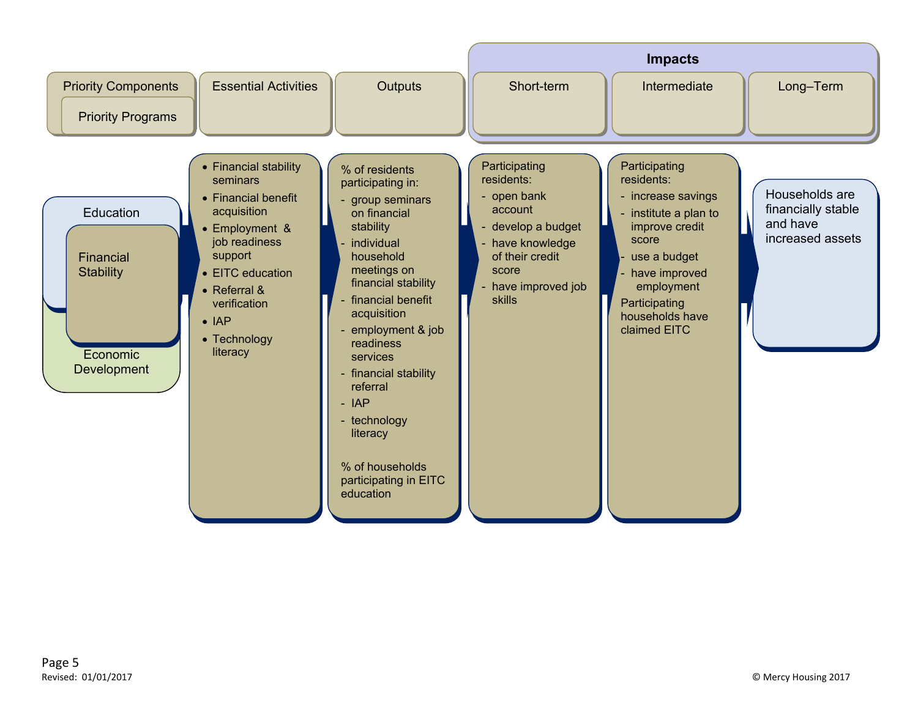**Impacts**

| Priority Components / Priority Programs | Essential Activities | Outputs | Short-term | Intermediate | Long–Term |
|---|---|---|---|---|---|
| Education / Economic Development — Financial Stability | • Financial stability seminars<br>• Financial benefit acquisition<br>• Employment & job readiness support<br>• EITC education<br>• Referral & verification<br>• IAP<br>• Technology literacy | % of residents participating in:<br>- group seminars on financial stability<br>- individual household meetings on financial stability<br>- financial benefit acquisition<br>- employment & job readiness services<br>- financial stability referral<br>- IAP<br>- technology literacy<br><br>% of households participating in EITC education | Participating residents:<br>- open bank account<br>- develop a budget<br>- have knowledge of their credit score<br>- have improved job skills | Participating residents:<br>- increase savings<br>- institute a plan to improve credit score<br>- use a budget<br>- have improved employment<br>Participating households have claimed EITC | Households are financially stable and have increased assets |

Revised: 01/01/2017

© Mercy Housing 2017